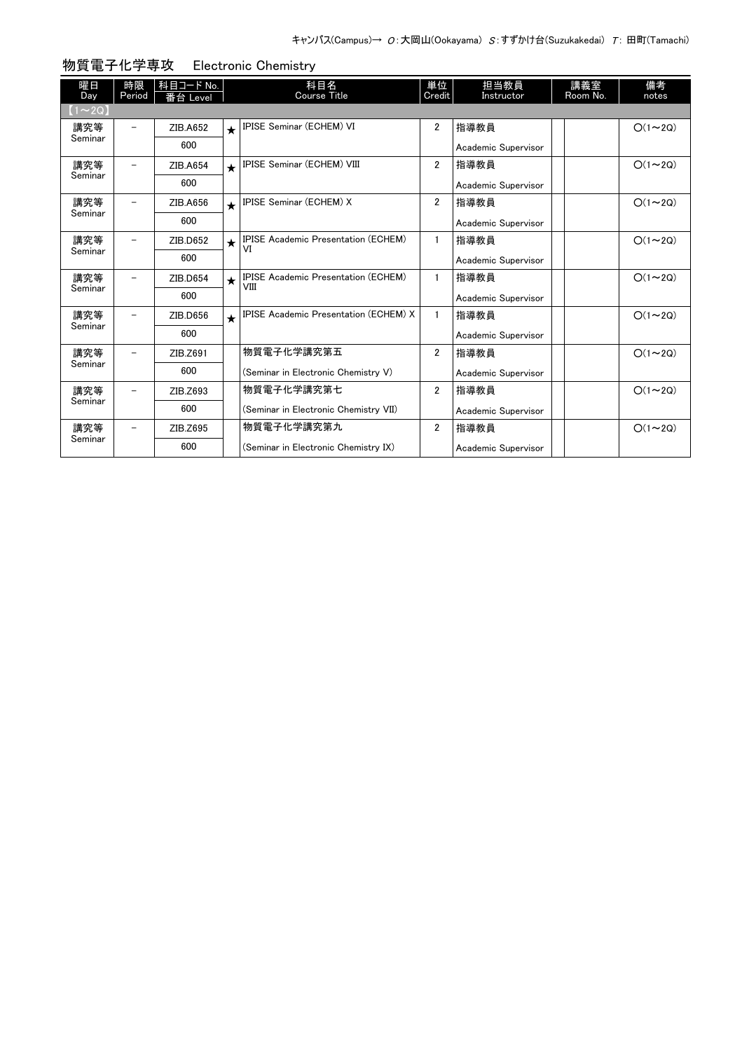キャンパス(Campus)→ O:大岡山(Ookayama) S:すずかけ台(Suzukakedai) T: 田町(Tamachi)

## 物質電子化学専攻　Electronic Chemistry

| 曜日 Day | 時限 Period | 科目コード No. 番台 Level | | 科目名 Course Title | 単位 Credit | 担当教員 Instructor | | 講義室 Room No. | 備考 notes |
|---|---|---|---|---|---|---|---|---|---|
| 【1～2Q】 | | | | | | | | | |
| 講究等 Seminar | － | ZIB.A652 600 | ★ | IPISE Seminar (ECHEM) VI | 2 | 指導教員 Academic Supervisor | | | ○(1～2Q) |
| 講究等 Seminar | － | ZIB.A654 600 | ★ | IPISE Seminar (ECHEM) VIII | 2 | 指導教員 Academic Supervisor | | | ○(1～2Q) |
| 講究等 Seminar | － | ZIB.A656 600 | ★ | IPISE Seminar (ECHEM) X | 2 | 指導教員 Academic Supervisor | | | ○(1～2Q) |
| 講究等 Seminar | － | ZIB.D652 600 | ★ | IPISE Academic Presentation (ECHEM) VI | 1 | 指導教員 Academic Supervisor | | | ○(1～2Q) |
| 講究等 Seminar | － | ZIB.D654 600 | ★ | IPISE Academic Presentation (ECHEM) VIII | 1 | 指導教員 Academic Supervisor | | | ○(1～2Q) |
| 講究等 Seminar | － | ZIB.D656 600 | ★ | IPISE Academic Presentation (ECHEM) X | 1 | 指導教員 Academic Supervisor | | | ○(1～2Q) |
| 講究等 Seminar | － | ZIB.Z691 600 | | 物質電子化学講究第五 (Seminar in Electronic Chemistry V) | 2 | 指導教員 Academic Supervisor | | | ○(1～2Q) |
| 講究等 Seminar | － | ZIB.Z693 600 | | 物質電子化学講究第七 (Seminar in Electronic Chemistry VII) | 2 | 指導教員 Academic Supervisor | | | ○(1～2Q) |
| 講究等 Seminar | － | ZIB.Z695 600 | | 物質電子化学講究第九 (Seminar in Electronic Chemistry IX) | 2 | 指導教員 Academic Supervisor | | | ○(1～2Q) |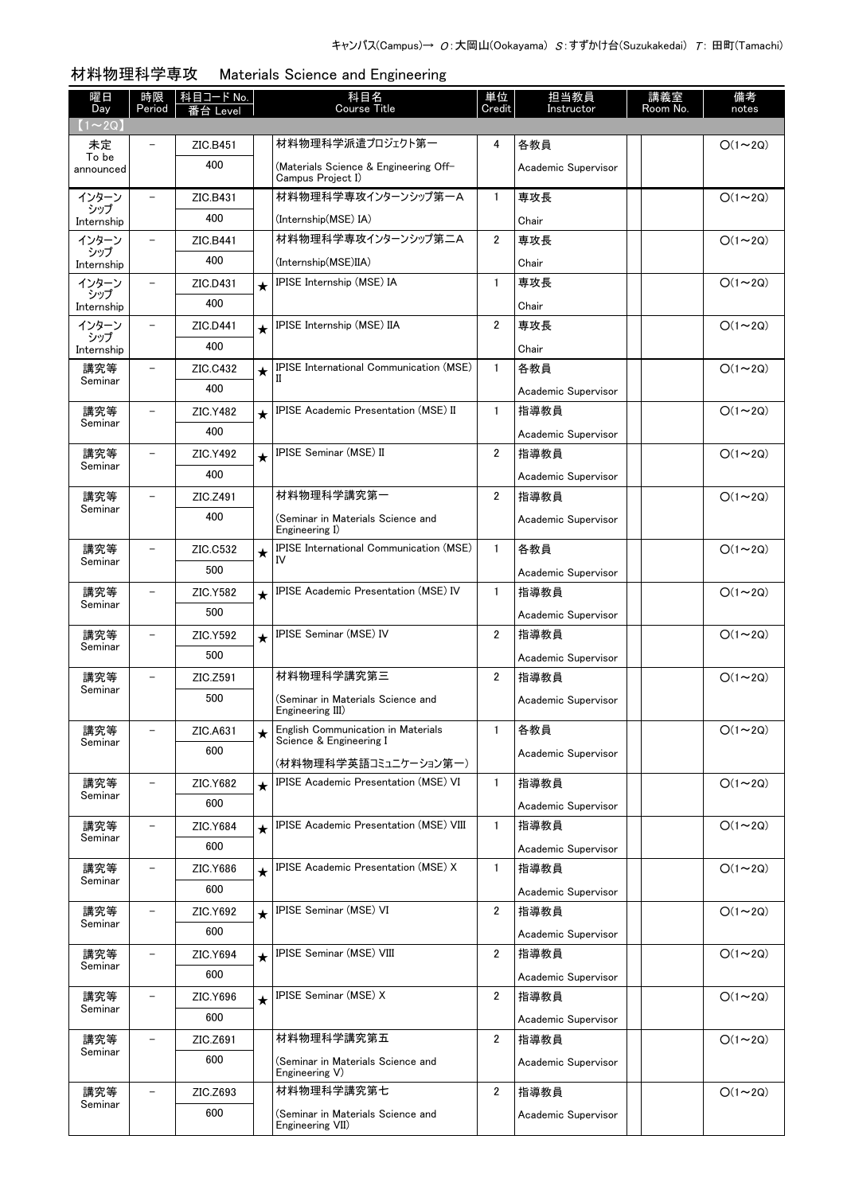キャンパス(Campus)→ O：大岡山(Ookayama) S：すずかけ台(Suzukakedai) T：田町(Tamachi)

## 材料物理科学専攻　Materials Science and Engineering

| 曜日 Day | 時限 Period | 科目コード No. 番台 Level | | 科目名 Course Title | 単位 Credit | 担当教員 Instructor | | 講義室 Room No. | 備考 notes |
|---|---|---|---|---|---|---|---|---|---|
| 【1～2Q】 | | | | | | | | | |
| 未定 To be announced | － | ZIC.B451 400 | | 材料物理科学派遣プロジェクト第一 (Materials Science & Engineering Off-Campus Project I) | 4 | 各教員 Academic Supervisor | | | O(1～2Q) |
| インターンシップ Internship | － | ZIC.B431 400 | | 材料物理科学専攻インターンシップ第一A (Internship(MSE) IA) | 1 | 専攻長 Chair | | | O(1～2Q) |
| インターンシップ Internship | － | ZIC.B441 400 | | 材料物理科学専攻インターンシップ第二A (Internship(MSE)IIA) | 2 | 専攻長 Chair | | | O(1～2Q) |
| インターンシップ Internship | － | ZIC.D431 400 | ★ | IPISE Internship (MSE) IA | 1 | 専攻長 Chair | | | O(1～2Q) |
| インターンシップ Internship | － | ZIC.D441 400 | ★ | IPISE Internship (MSE) IIA | 2 | 専攻長 Chair | | | O(1～2Q) |
| 講究等 Seminar | － | ZIC.C432 400 | ★ | IPISE International Communication (MSE) II | 1 | 各教員 Academic Supervisor | | | O(1～2Q) |
| 講究等 Seminar | － | ZIC.Y482 400 | ★ | IPISE Academic Presentation (MSE) II | 1 | 指導教員 Academic Supervisor | | | O(1～2Q) |
| 講究等 Seminar | － | ZIC.Y492 400 | ★ | IPISE Seminar (MSE) II | 2 | 指導教員 Academic Supervisor | | | O(1～2Q) |
| 講究等 Seminar | － | ZIC.Z491 400 | | 材料物理科学講究第一 (Seminar in Materials Science and Engineering I) | 2 | 指導教員 Academic Supervisor | | | O(1～2Q) |
| 講究等 Seminar | － | ZIC.C532 500 | ★ | IPISE International Communication (MSE) IV | 1 | 各教員 Academic Supervisor | | | O(1～2Q) |
| 講究等 Seminar | － | ZIC.Y582 500 | ★ | IPISE Academic Presentation (MSE) IV | 1 | 指導教員 Academic Supervisor | | | O(1～2Q) |
| 講究等 Seminar | － | ZIC.Y592 500 | ★ | IPISE Seminar (MSE) IV | 2 | 指導教員 Academic Supervisor | | | O(1～2Q) |
| 講究等 Seminar | － | ZIC.Z591 500 | | 材料物理科学講究第三 (Seminar in Materials Science and Engineering III) | 2 | 指導教員 Academic Supervisor | | | O(1～2Q) |
| 講究等 Seminar | － | ZIC.A631 600 | ★ | English Communication in Materials Science & Engineering I (材料物理科学英語コミュニケーション第一) | 1 | 各教員 Academic Supervisor | | | O(1～2Q) |
| 講究等 Seminar | － | ZIC.Y682 600 | ★ | IPISE Academic Presentation (MSE) VI | 1 | 指導教員 Academic Supervisor | | | O(1～2Q) |
| 講究等 Seminar | － | ZIC.Y684 600 | ★ | IPISE Academic Presentation (MSE) VIII | 1 | 指導教員 Academic Supervisor | | | O(1～2Q) |
| 講究等 Seminar | － | ZIC.Y686 600 | ★ | IPISE Academic Presentation (MSE) X | 1 | 指導教員 Academic Supervisor | | | O(1～2Q) |
| 講究等 Seminar | － | ZIC.Y692 600 | ★ | IPISE Seminar (MSE) VI | 2 | 指導教員 Academic Supervisor | | | O(1～2Q) |
| 講究等 Seminar | － | ZIC.Y694 600 | ★ | IPISE Seminar (MSE) VIII | 2 | 指導教員 Academic Supervisor | | | O(1～2Q) |
| 講究等 Seminar | － | ZIC.Y696 600 | ★ | IPISE Seminar (MSE) X | 2 | 指導教員 Academic Supervisor | | | O(1～2Q) |
| 講究等 Seminar | － | ZIC.Z691 600 | | 材料物理科学講究第五 (Seminar in Materials Science and Engineering V) | 2 | 指導教員 Academic Supervisor | | | O(1～2Q) |
| 講究等 Seminar | － | ZIC.Z693 600 | | 材料物理科学講究第七 (Seminar in Materials Science and Engineering VII) | 2 | 指導教員 Academic Supervisor | | | O(1～2Q) |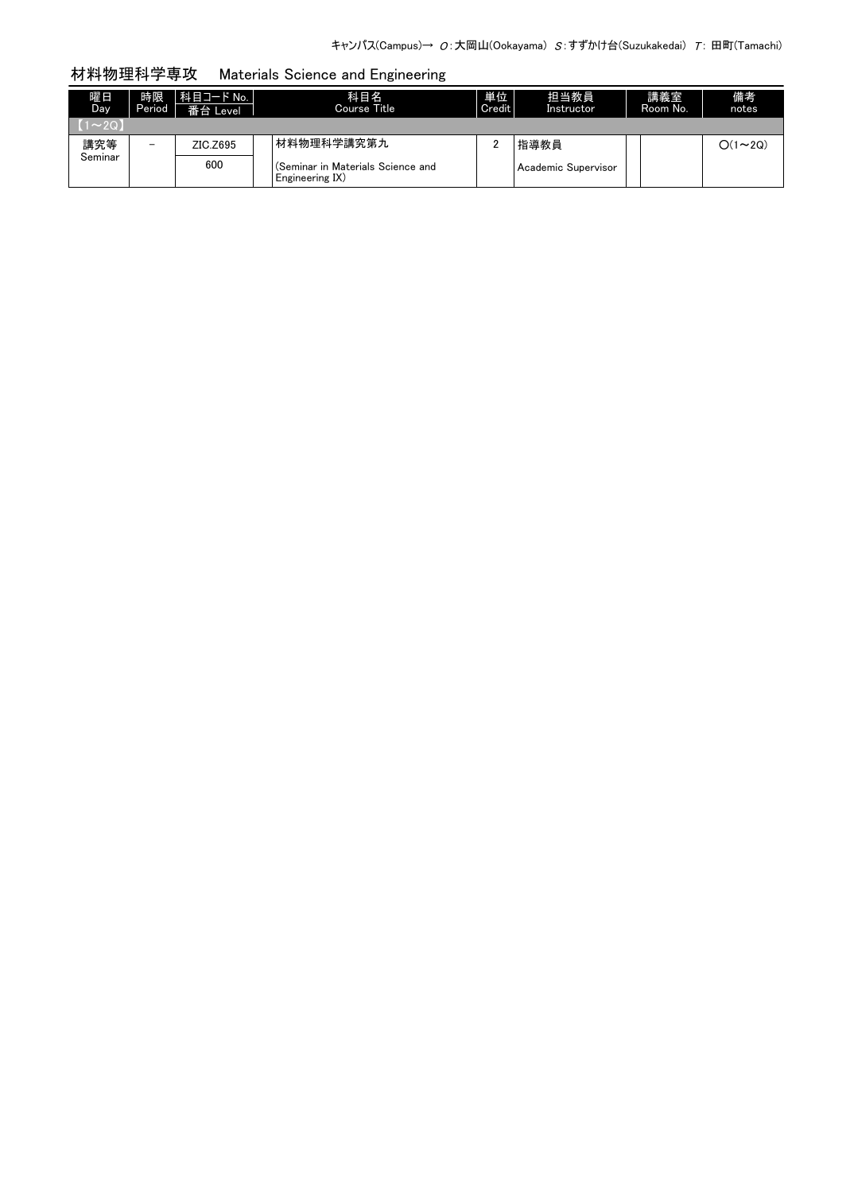キャンパス(Campus)→ O：大岡山(Ookayama) S：すずかけ台(Suzukakedai) T：田町(Tamachi)

## 材料物理科学専攻　Materials Science and Engineering

| 曜日 Day | 時限 Period | 科目コード No. / 番台 Level | 科目名 Course Title | 単位 Credit | 担当教員 Instructor | | 講義室 Room No. | 備考 notes |
|---|---|---|---|---|---|---|---|---|
| 【1～2Q】 | | | | | | | | |
| 講究等 Seminar | － | ZIC.Z695 / 600 | 材料物理科学講究第九 (Seminar in Materials Science and Engineering IX) | 2 | 指導教員 Academic Supervisor | | | ○(1～2Q) |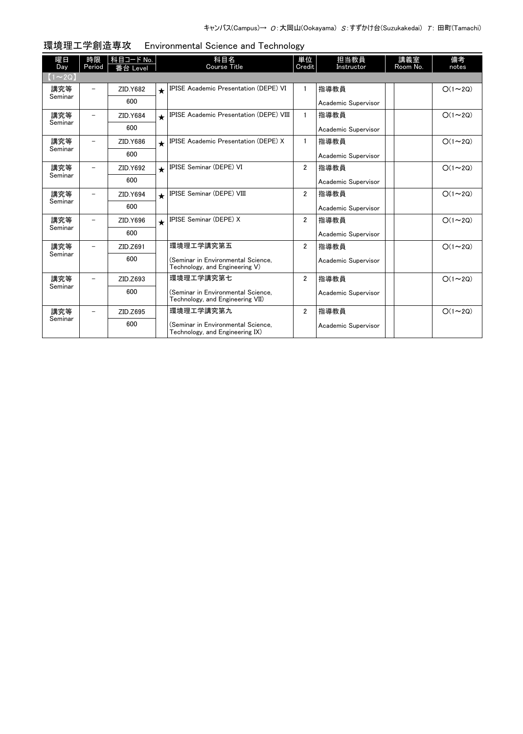キャンパス(Campus)→ O:大岡山(Ookayama) S:すずかけ台(Suzukakedai) T: 田町(Tamachi)

## 環境理工学創造専攻　Environmental Science and Technology

| 曜日 Day | 時限 Period | 科目コード No. 番台 Level | | 科目名 Course Title | 単位 Credit | 担当教員 Instructor | | 講義室 Room No. | 備考 notes |
|---|---|---|---|---|---|---|---|---|---|
| 【1～2Q】 | | | | | | | | | |
| 講究等 Seminar | － | ZID.Y682 600 | ★ | IPISE Academic Presentation (DEPE) VI | 1 | 指導教員 Academic Supervisor | | | O(1～2Q) |
| 講究等 Seminar | － | ZID.Y684 600 | ★ | IPISE Academic Presentation (DEPE) VIII | 1 | 指導教員 Academic Supervisor | | | O(1～2Q) |
| 講究等 Seminar | － | ZID.Y686 600 | ★ | IPISE Academic Presentation (DEPE) X | 1 | 指導教員 Academic Supervisor | | | O(1～2Q) |
| 講究等 Seminar | － | ZID.Y692 600 | ★ | IPISE Seminar (DEPE) VI | 2 | 指導教員 Academic Supervisor | | | O(1～2Q) |
| 講究等 Seminar | － | ZID.Y694 600 | ★ | IPISE Seminar (DEPE) VIII | 2 | 指導教員 Academic Supervisor | | | O(1～2Q) |
| 講究等 Seminar | － | ZID.Y696 600 | ★ | IPISE Seminar (DEPE) X | 2 | 指導教員 Academic Supervisor | | | O(1～2Q) |
| 講究等 Seminar | － | ZID.Z691 600 | | 環境理工学講究第五 (Seminar in Environmental Science, Technology, and Engineering V) | 2 | 指導教員 Academic Supervisor | | | O(1～2Q) |
| 講究等 Seminar | － | ZID.Z693 600 | | 環境理工学講究第七 (Seminar in Environmental Science, Technology, and Engineering VII) | 2 | 指導教員 Academic Supervisor | | | O(1～2Q) |
| 講究等 Seminar | － | ZID.Z695 600 | | 環境理工学講究第九 (Seminar in Environmental Science, Technology, and Engineering IX) | 2 | 指導教員 Academic Supervisor | | | O(1～2Q) |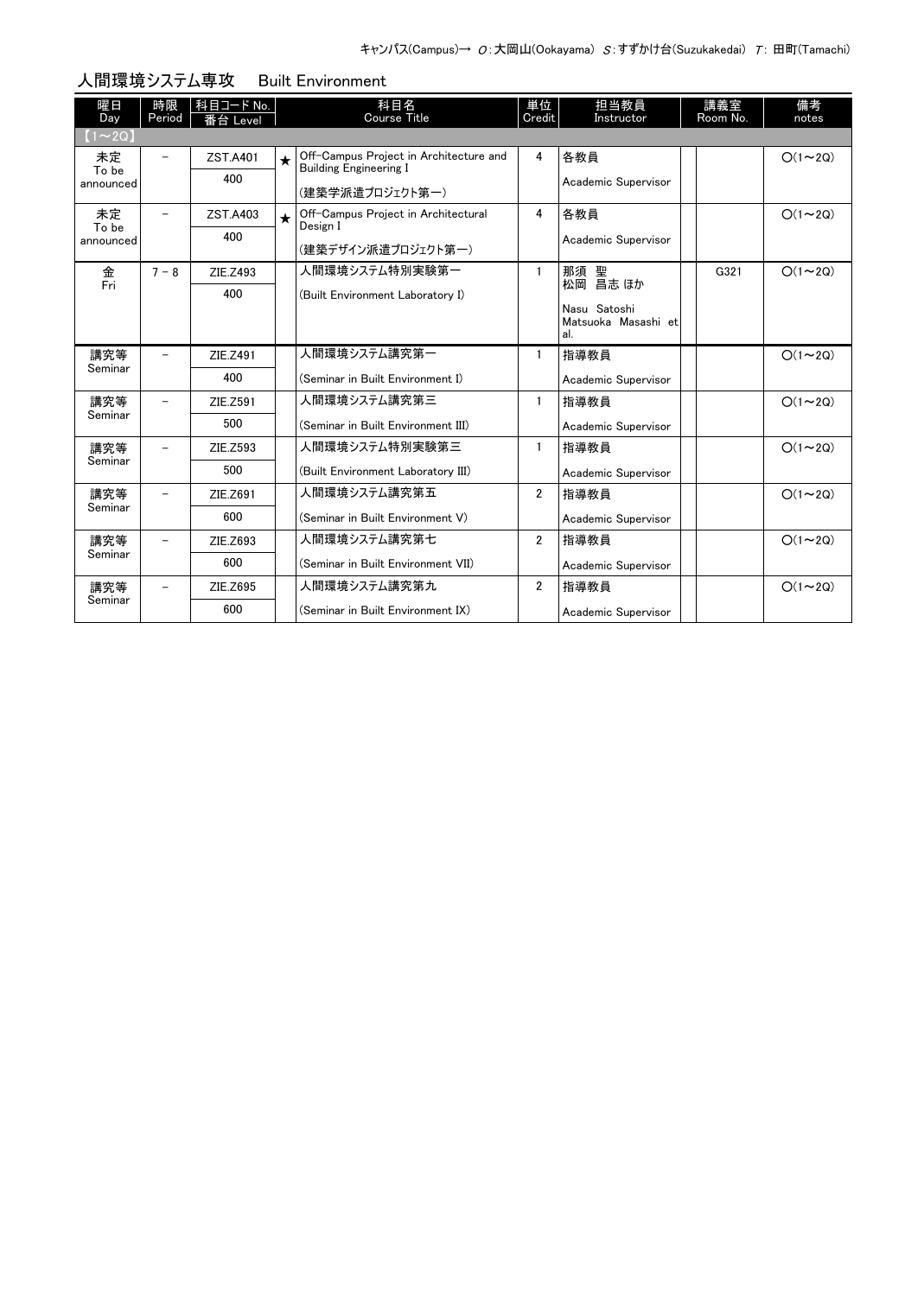キャンパス(Campus)→ O：大岡山(Ookayama) S：すずかけ台(Suzukakedai) T: 田町(Tamachi)

## 人間環境システム専攻　Built Environment

| 曜日 Day | 時限 Period | 科目コード No. 番台 Level | | 科目名 Course Title | 単位 Credit | 担当教員 Instructor | | 講義室 Room No. | 備考 notes |
|---|---|---|---|---|---|---|---|---|---|
| 【1～2Q】 | | | | | | | | | |
| 未定 To be announced | － | ZST.A401 400 | ★ | Off-Campus Project in Architecture and Building Engineering I (建築学派遣プロジェクト第一) | 4 | 各教員 Academic Supervisor | | | O(1～2Q) |
| 未定 To be announced | － | ZST.A403 400 | ★ | Off-Campus Project in Architectural Design I (建築デザイン派遣プロジェクト第一) | 4 | 各教員 Academic Supervisor | | | O(1～2Q) |
| 金 Fri | 7－8 | ZIE.Z493 400 | | 人間環境システム特別実験第一 (Built Environment Laboratory I) | 1 | 那須 聖 松岡 昌志 ほか Nasu Satoshi Matsuoka Masashi et al. | | G321 | O(1～2Q) |
| 講究等 Seminar | － | ZIE.Z491 400 | | 人間環境システム講究第一 (Seminar in Built Environment I) | 1 | 指導教員 Academic Supervisor | | | O(1～2Q) |
| 講究等 Seminar | － | ZIE.Z591 500 | | 人間環境システム講究第三 (Seminar in Built Environment III) | 1 | 指導教員 Academic Supervisor | | | O(1～2Q) |
| 講究等 Seminar | － | ZIE.Z593 500 | | 人間環境システム特別実験第三 (Built Environment Laboratory III) | 1 | 指導教員 Academic Supervisor | | | O(1～2Q) |
| 講究等 Seminar | － | ZIE.Z691 600 | | 人間環境システム講究第五 (Seminar in Built Environment V) | 2 | 指導教員 Academic Supervisor | | | O(1～2Q) |
| 講究等 Seminar | － | ZIE.Z693 600 | | 人間環境システム講究第七 (Seminar in Built Environment VII) | 2 | 指導教員 Academic Supervisor | | | O(1～2Q) |
| 講究等 Seminar | － | ZIE.Z695 600 | | 人間環境システム講究第九 (Seminar in Built Environment IX) | 2 | 指導教員 Academic Supervisor | | | O(1～2Q) |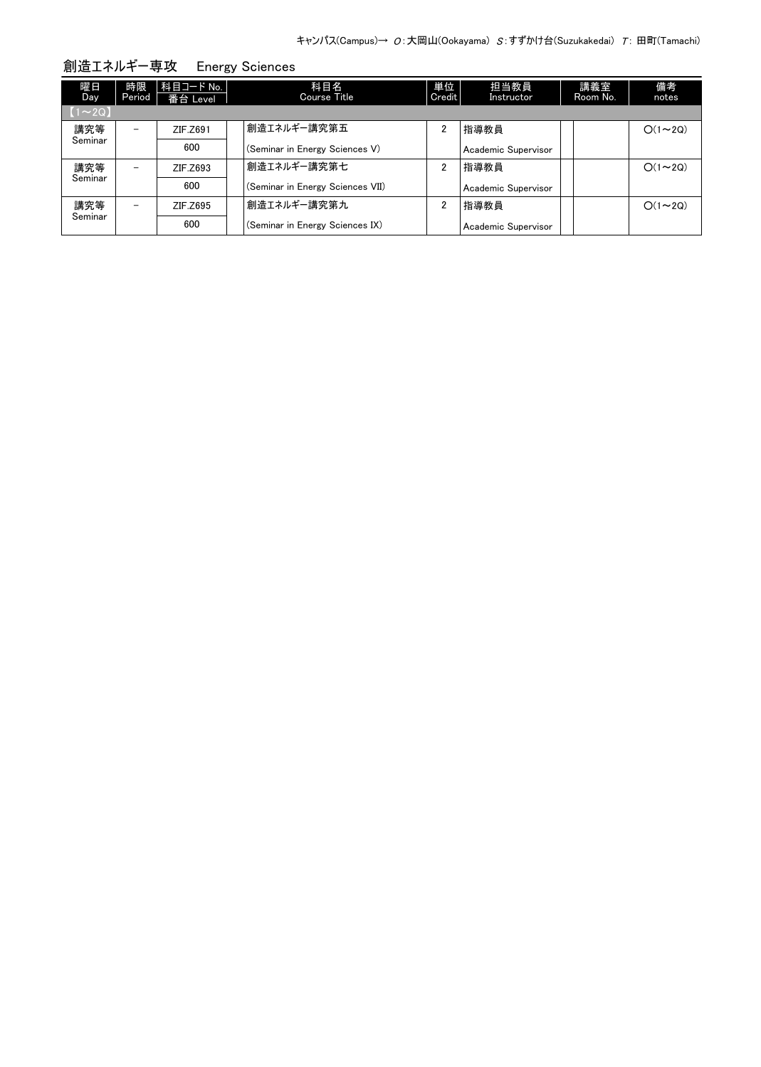キャンパス(Campus)→ O：大岡山(Ookayama) S：すずかけ台(Suzukakedai) T: 田町(Tamachi)

## 創造エネルギー専攻　Energy Sciences

| 曜日 Day | 時限 Period | 科目コード No. 番台 Level | | 科目名 Course Title | 単位 Credit | 担当教員 Instructor | | 講義室 Room No. | 備考 notes |
|---|---|---|---|---|---|---|---|---|---|
| 【1～2Q】 | | | | | | | | | |
| 講究等 Seminar | － | ZIF.Z691 600 | | 創造エネルギー講究第五 (Seminar in Energy Sciences V) | 2 | 指導教員 Academic Supervisor | | | ○(1～2Q) |
| 講究等 Seminar | － | ZIF.Z693 600 | | 創造エネルギー講究第七 (Seminar in Energy Sciences VII) | 2 | 指導教員 Academic Supervisor | | | ○(1～2Q) |
| 講究等 Seminar | － | ZIF.Z695 600 | | 創造エネルギー講究第九 (Seminar in Energy Sciences IX) | 2 | 指導教員 Academic Supervisor | | | ○(1～2Q) |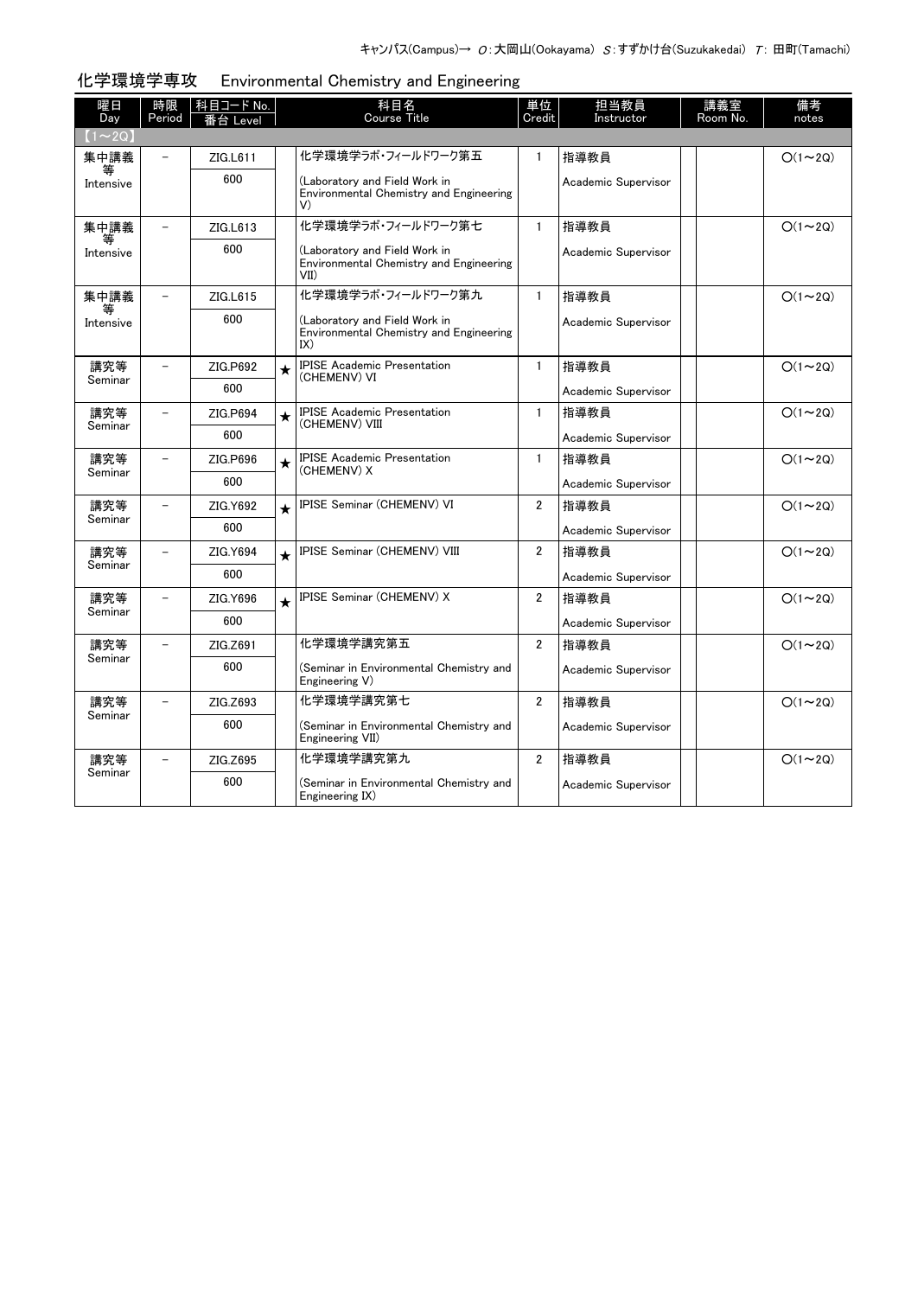キャンパス(Campus)→ O：大岡山(Ookayama) S：すずかけ台(Suzukakedai) T：田町(Tamachi)

## 化学環境学専攻　Environmental Chemistry and Engineering

| 曜日 Day | 時限 Period | 科目コード No. 番台 Level | | 科目名 Course Title | 単位 Credit | 担当教員 Instructor | | 講義室 Room No. | 備考 notes |
|---|---|---|---|---|---|---|---|---|---|
| 【1～2Q】 | | | | | | | | | |
| 集中講義等 Intensive | － | ZIG.L611 600 | | 化学環境学ラボ・フィールドワーク第五 (Laboratory and Field Work in Environmental Chemistry and Engineering V) | 1 | 指導教員 Academic Supervisor | | | O(1～2Q) |
| 集中講義等 Intensive | － | ZIG.L613 600 | | 化学環境学ラボ・フィールドワーク第七 (Laboratory and Field Work in Environmental Chemistry and Engineering VII) | 1 | 指導教員 Academic Supervisor | | | O(1～2Q) |
| 集中講義等 Intensive | － | ZIG.L615 600 | | 化学環境学ラボ・フィールドワーク第九 (Laboratory and Field Work in Environmental Chemistry and Engineering IX) | 1 | 指導教員 Academic Supervisor | | | O(1～2Q) |
| 講究等 Seminar | － | ZIG.P692 600 | ★ | IPISE Academic Presentation (CHEMENV) VI | 1 | 指導教員 Academic Supervisor | | | O(1～2Q) |
| 講究等 Seminar | － | ZIG.P694 600 | ★ | IPISE Academic Presentation (CHEMENV) VIII | 1 | 指導教員 Academic Supervisor | | | O(1～2Q) |
| 講究等 Seminar | － | ZIG.P696 600 | ★ | IPISE Academic Presentation (CHEMENV) X | 1 | 指導教員 Academic Supervisor | | | O(1～2Q) |
| 講究等 Seminar | － | ZIG.Y692 600 | ★ | IPISE Seminar (CHEMENV) VI | 2 | 指導教員 Academic Supervisor | | | O(1～2Q) |
| 講究等 Seminar | － | ZIG.Y694 600 | ★ | IPISE Seminar (CHEMENV) VIII | 2 | 指導教員 Academic Supervisor | | | O(1～2Q) |
| 講究等 Seminar | － | ZIG.Y696 600 | ★ | IPISE Seminar (CHEMENV) X | 2 | 指導教員 Academic Supervisor | | | O(1～2Q) |
| 講究等 Seminar | － | ZIG.Z691 600 | | 化学環境学講究第五 (Seminar in Environmental Chemistry and Engineering V) | 2 | 指導教員 Academic Supervisor | | | O(1～2Q) |
| 講究等 Seminar | － | ZIG.Z693 600 | | 化学環境学講究第七 (Seminar in Environmental Chemistry and Engineering VII) | 2 | 指導教員 Academic Supervisor | | | O(1～2Q) |
| 講究等 Seminar | － | ZIG.Z695 600 | | 化学環境学講究第九 (Seminar in Environmental Chemistry and Engineering IX) | 2 | 指導教員 Academic Supervisor | | | O(1～2Q) |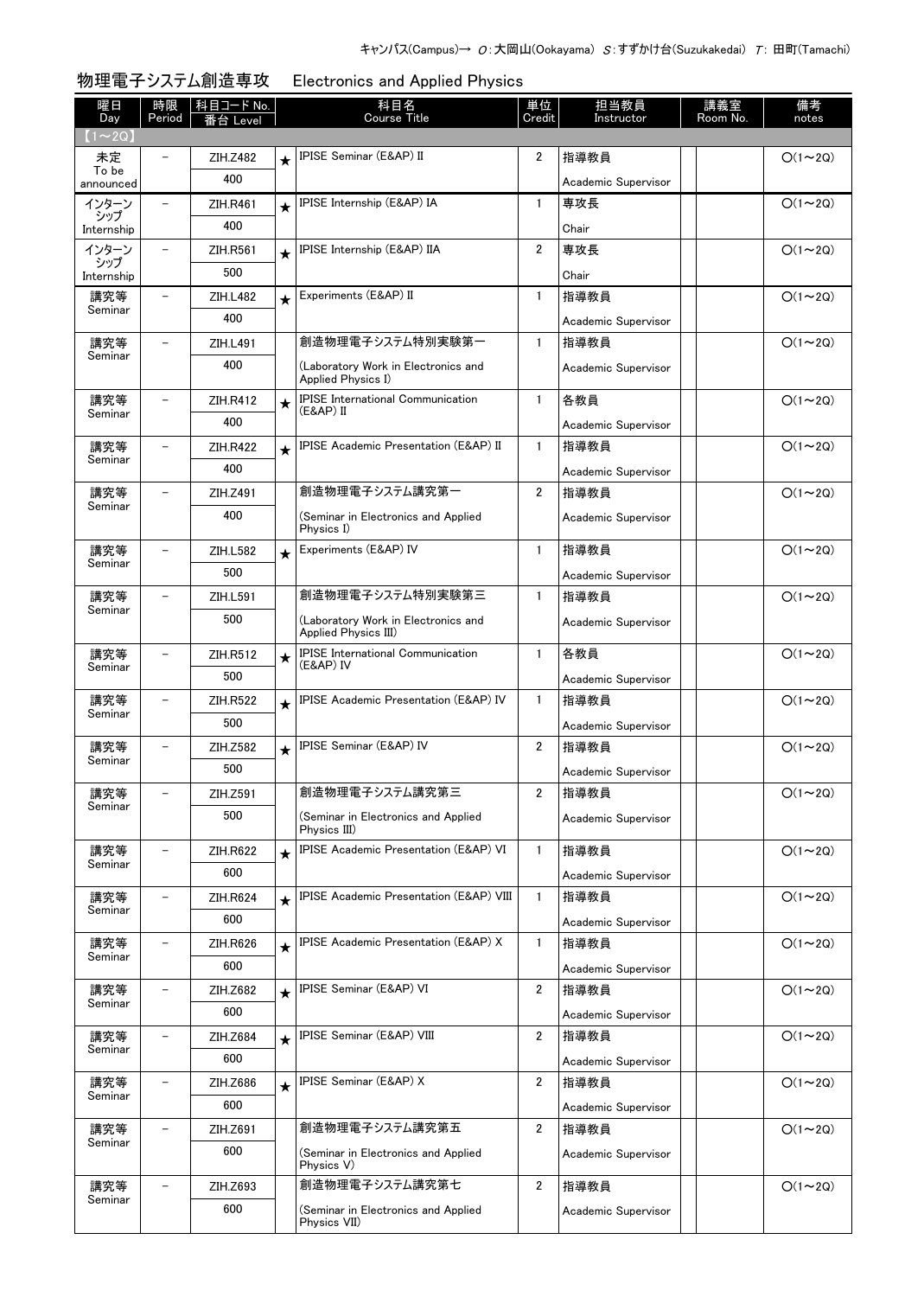キャンパス(Campus)→ O:大岡山(Ookayama) S:すずかけ台(Suzukakedai) T: 田町(Tamachi)

## 物理電子システム創造専攻　Electronics and Applied Physics

| 曜日 Day | 時限 Period | 科目コード No. 番台 Level | | 科目名 Course Title | 単位 Credit | 担当教員 Instructor | | 講義室 Room No. | 備考 notes |
|---|---|---|---|---|---|---|---|---|---|
| 【1～2Q】 | | | | | | | | | |
| 未定 To be announced | － | ZIH.Z482 / 400 | ★ | IPISE Seminar (E&AP) II | 2 | 指導教員 Academic Supervisor | | | O(1～2Q) |
| インターンシップ Internship | － | ZIH.R461 / 400 | ★ | IPISE Internship (E&AP) IA | 1 | 専攻長 Chair | | | O(1～2Q) |
| インターンシップ Internship | － | ZIH.R561 / 500 | ★ | IPISE Internship (E&AP) IIA | 2 | 専攻長 Chair | | | O(1～2Q) |
| 講究等 Seminar | － | ZIH.L482 / 400 | ★ | Experiments (E&AP) II | 1 | 指導教員 Academic Supervisor | | | O(1～2Q) |
| 講究等 Seminar | － | ZIH.L491 / 400 | | 創造物理電子システム特別実験第一 (Laboratory Work in Electronics and Applied Physics I) | 1 | 指導教員 Academic Supervisor | | | O(1～2Q) |
| 講究等 Seminar | － | ZIH.R412 / 400 | ★ | IPISE International Communication (E&AP) II | 1 | 各教員 Academic Supervisor | | | O(1～2Q) |
| 講究等 Seminar | － | ZIH.R422 / 400 | ★ | IPISE Academic Presentation (E&AP) II | 1 | 指導教員 Academic Supervisor | | | O(1～2Q) |
| 講究等 Seminar | － | ZIH.Z491 / 400 | | 創造物理電子システム講究第一 (Seminar in Electronics and Applied Physics I) | 2 | 指導教員 Academic Supervisor | | | O(1～2Q) |
| 講究等 Seminar | － | ZIH.L582 / 500 | ★ | Experiments (E&AP) IV | 1 | 指導教員 Academic Supervisor | | | O(1～2Q) |
| 講究等 Seminar | － | ZIH.L591 / 500 | | 創造物理電子システム特別実験第三 (Laboratory Work in Electronics and Applied Physics III) | 1 | 指導教員 Academic Supervisor | | | O(1～2Q) |
| 講究等 Seminar | － | ZIH.R512 / 500 | ★ | IPISE International Communication (E&AP) IV | 1 | 各教員 Academic Supervisor | | | O(1～2Q) |
| 講究等 Seminar | － | ZIH.R522 / 500 | ★ | IPISE Academic Presentation (E&AP) IV | 1 | 指導教員 Academic Supervisor | | | O(1～2Q) |
| 講究等 Seminar | － | ZIH.Z582 / 500 | ★ | IPISE Seminar (E&AP) IV | 2 | 指導教員 Academic Supervisor | | | O(1～2Q) |
| 講究等 Seminar | － | ZIH.Z591 / 500 | | 創造物理電子システム講究第三 (Seminar in Electronics and Applied Physics III) | 2 | 指導教員 Academic Supervisor | | | O(1～2Q) |
| 講究等 Seminar | － | ZIH.R622 / 600 | ★ | IPISE Academic Presentation (E&AP) VI | 1 | 指導教員 Academic Supervisor | | | O(1～2Q) |
| 講究等 Seminar | － | ZIH.R624 / 600 | ★ | IPISE Academic Presentation (E&AP) VIII | 1 | 指導教員 Academic Supervisor | | | O(1～2Q) |
| 講究等 Seminar | － | ZIH.R626 / 600 | ★ | IPISE Academic Presentation (E&AP) X | 1 | 指導教員 Academic Supervisor | | | O(1～2Q) |
| 講究等 Seminar | － | ZIH.Z682 / 600 | ★ | IPISE Seminar (E&AP) VI | 2 | 指導教員 Academic Supervisor | | | O(1～2Q) |
| 講究等 Seminar | － | ZIH.Z684 / 600 | ★ | IPISE Seminar (E&AP) VIII | 2 | 指導教員 Academic Supervisor | | | O(1～2Q) |
| 講究等 Seminar | － | ZIH.Z686 / 600 | ★ | IPISE Seminar (E&AP) X | 2 | 指導教員 Academic Supervisor | | | O(1～2Q) |
| 講究等 Seminar | － | ZIH.Z691 / 600 | | 創造物理電子システム講究第五 (Seminar in Electronics and Applied Physics V) | 2 | 指導教員 Academic Supervisor | | | O(1～2Q) |
| 講究等 Seminar | － | ZIH.Z693 / 600 | | 創造物理電子システム講究第七 (Seminar in Electronics and Applied Physics VII) | 2 | 指導教員 Academic Supervisor | | | O(1～2Q) |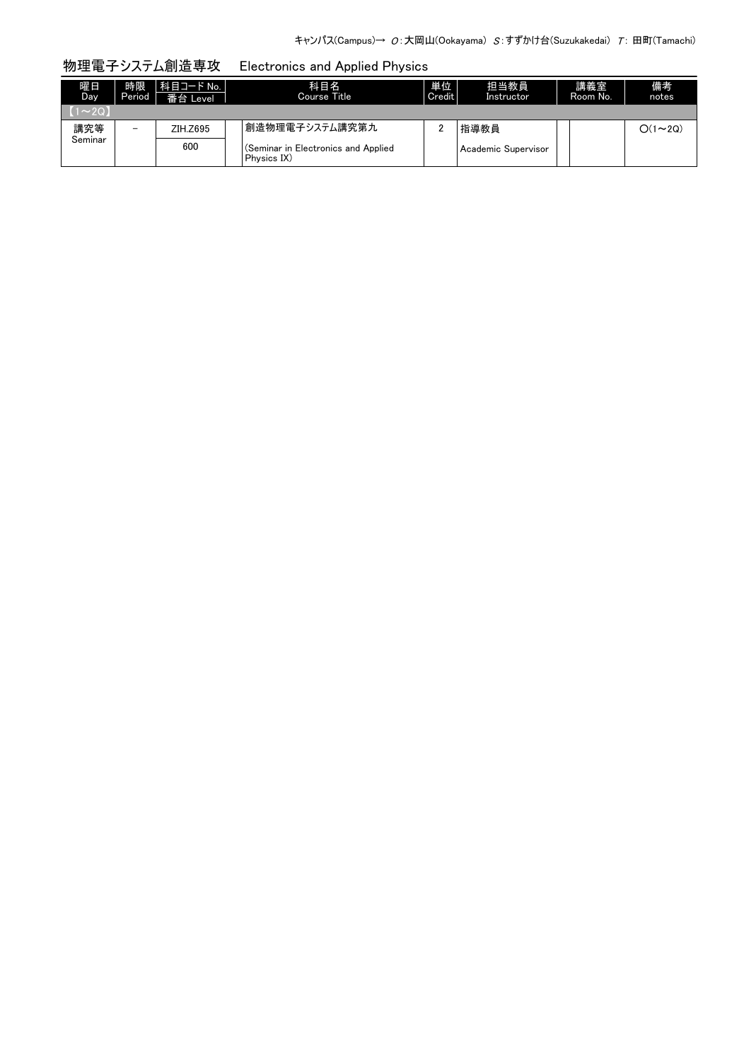キャンパス(Campus)→ O：大岡山(Ookayama) S：すずかけ台(Suzukakedai) T：田町(Tamachi)

## 物理電子システム創造専攻　Electronics and Applied Physics

| 曜日 Day | 時限 Period | 科目コード No. 番台 Level | | 科目名 Course Title | 単位 Credit | 担当教員 Instructor | | 講義室 Room No. | 備考 notes |
|---|---|---|---|---|---|---|---|---|---|
| 【1～2Q】 | | | | | | | | | |
| 講究等 Seminar | － | ZIH.Z695 600 | | 創造物理電子システム講究第九 (Seminar in Electronics and Applied Physics IX) | 2 | 指導教員 Academic Supervisor | | | O(1～2Q) |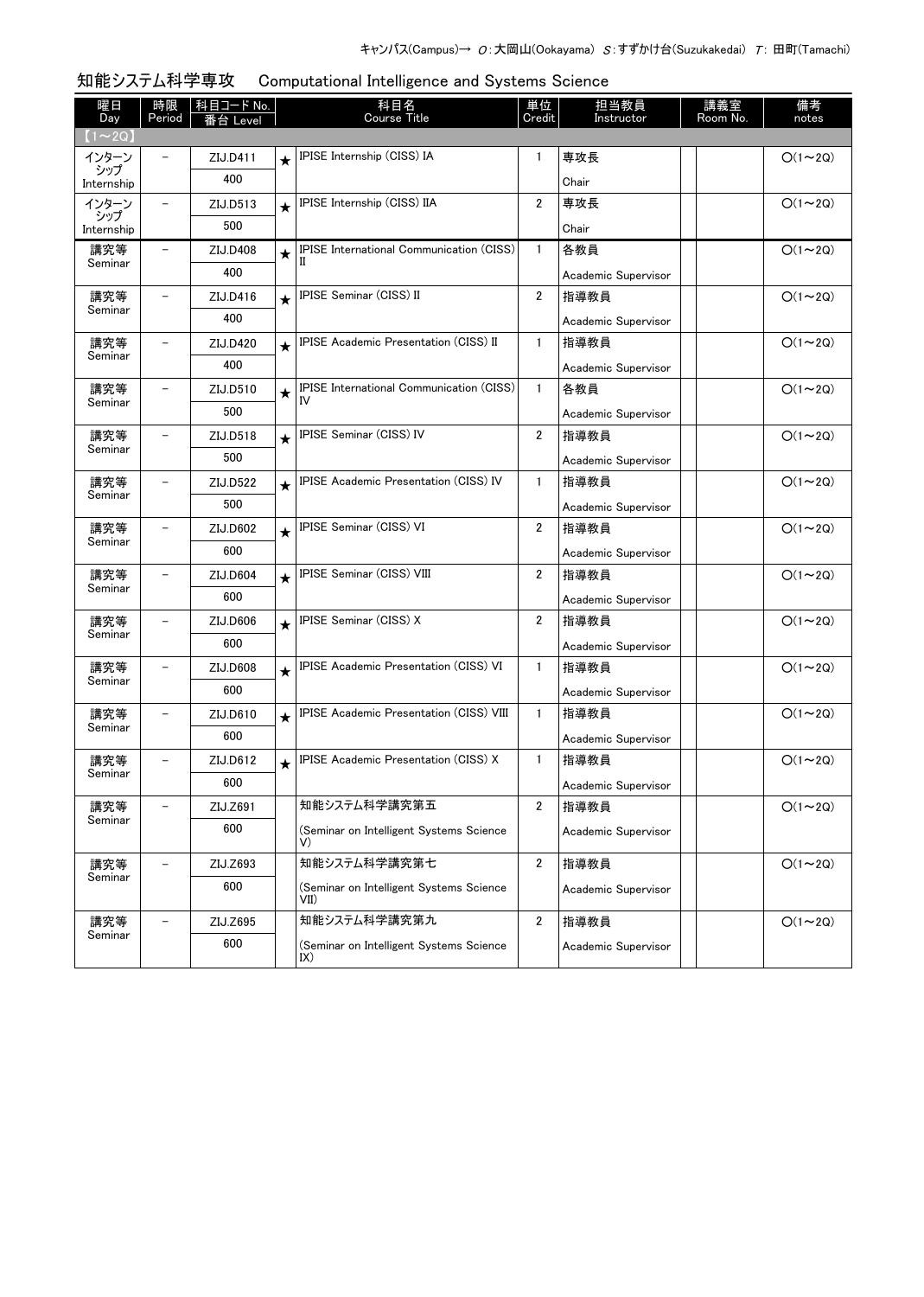キャンパス(Campus)→ O:大岡山(Ookayama) S:すずかけ台(Suzukakedai) T: 田町(Tamachi)

## 知能システム科学専攻　Computational Intelligence and Systems Science

| 曜日 Day | 時限 Period | 科目コード No. 番台 Level | | 科目名 Course Title | 単位 Credit | 担当教員 Instructor | | 講義室 Room No. | 備考 notes |
|---|---|---|---|---|---|---|---|---|---|
| 【1～2Q】 | | | | | | | | | |
| インターンシップ Internship | – | ZIJ.D411 400 | ★ | IPISE Internship (CISS) IA | 1 | 専攻長 Chair | | | O(1～2Q) |
| インターンシップ Internship | – | ZIJ.D513 500 | ★ | IPISE Internship (CISS) IIA | 2 | 専攻長 Chair | | | O(1～2Q) |
| 講究等 Seminar | – | ZIJ.D408 400 | ★ | IPISE International Communication (CISS) II | 1 | 各教員 Academic Supervisor | | | O(1～2Q) |
| 講究等 Seminar | – | ZIJ.D416 400 | ★ | IPISE Seminar (CISS) II | 2 | 指導教員 Academic Supervisor | | | O(1～2Q) |
| 講究等 Seminar | – | ZIJ.D420 400 | ★ | IPISE Academic Presentation (CISS) II | 1 | 指導教員 Academic Supervisor | | | O(1～2Q) |
| 講究等 Seminar | – | ZIJ.D510 500 | ★ | IPISE International Communication (CISS) IV | 1 | 各教員 Academic Supervisor | | | O(1～2Q) |
| 講究等 Seminar | – | ZIJ.D518 500 | ★ | IPISE Seminar (CISS) IV | 2 | 指導教員 Academic Supervisor | | | O(1～2Q) |
| 講究等 Seminar | – | ZIJ.D522 500 | ★ | IPISE Academic Presentation (CISS) IV | 1 | 指導教員 Academic Supervisor | | | O(1～2Q) |
| 講究等 Seminar | – | ZIJ.D602 600 | ★ | IPISE Seminar (CISS) VI | 2 | 指導教員 Academic Supervisor | | | O(1～2Q) |
| 講究等 Seminar | – | ZIJ.D604 600 | ★ | IPISE Seminar (CISS) VIII | 2 | 指導教員 Academic Supervisor | | | O(1～2Q) |
| 講究等 Seminar | – | ZIJ.D606 600 | ★ | IPISE Seminar (CISS) X | 2 | 指導教員 Academic Supervisor | | | O(1～2Q) |
| 講究等 Seminar | – | ZIJ.D608 600 | ★ | IPISE Academic Presentation (CISS) VI | 1 | 指導教員 Academic Supervisor | | | O(1～2Q) |
| 講究等 Seminar | – | ZIJ.D610 600 | ★ | IPISE Academic Presentation (CISS) VIII | 1 | 指導教員 Academic Supervisor | | | O(1～2Q) |
| 講究等 Seminar | – | ZIJ.D612 600 | ★ | IPISE Academic Presentation (CISS) X | 1 | 指導教員 Academic Supervisor | | | O(1～2Q) |
| 講究等 Seminar | – | ZIJ.Z691 600 | | 知能システム科学講究第五 (Seminar on Intelligent Systems Science V) | 2 | 指導教員 Academic Supervisor | | | O(1～2Q) |
| 講究等 Seminar | – | ZIJ.Z693 600 | | 知能システム科学講究第七 (Seminar on Intelligent Systems Science VII) | 2 | 指導教員 Academic Supervisor | | | O(1～2Q) |
| 講究等 Seminar | – | ZIJ.Z695 600 | | 知能システム科学講究第九 (Seminar on Intelligent Systems Science IX) | 2 | 指導教員 Academic Supervisor | | | O(1～2Q) |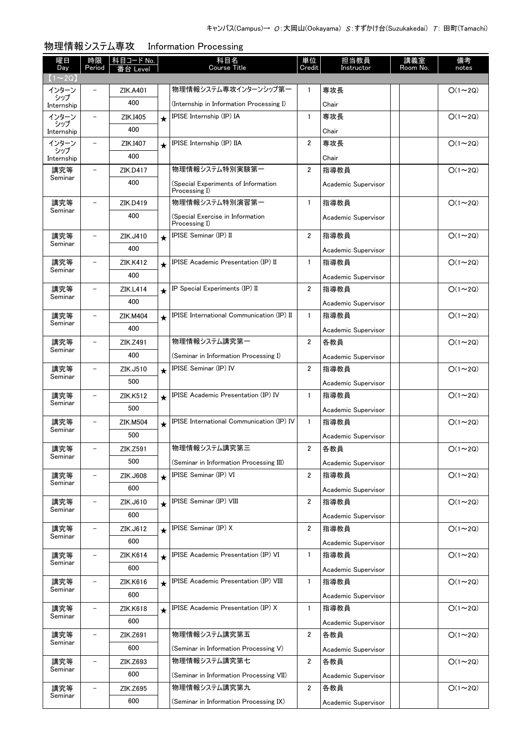キャンパス(Campus)→ O:大岡山(Ookayama) S:すずかけ台(Suzukakedai) T: 田町(Tamachi)

## 物理情報システム専攻　Information Processing

| 曜日 Day | 時限 Period | 科目コード No. 番台 Level | | 科目名 Course Title | 単位 Credit | 担当教員 Instructor | | 講義室 Room No. | 備考 notes |
|---|---|---|---|---|---|---|---|---|---|
| 【1～2Q】 | | | | | | | | | |
| インターンシップ Internship | － | ZIK.A401 400 | | 物理情報システム専攻インターンシップ第一 (Internship in Information Processing I) | 1 | 専攻長 Chair | | | ○(1～2Q) |
| インターンシップ Internship | － | ZIK.I405 400 | ★ | IPISE Internship (IP) IA | 1 | 専攻長 Chair | | | ○(1～2Q) |
| インターンシップ Internship | － | ZIK.I407 400 | ★ | IPISE Internship (IP) IIA | 2 | 専攻長 Chair | | | ○(1～2Q) |
| 講究等 Seminar | － | ZIK.D417 400 | | 物理情報システム特別実験第一 (Special Experiments of Information Processing I) | 2 | 指導教員 Academic Supervisor | | | ○(1～2Q) |
| 講究等 Seminar | － | ZIK.D419 400 | | 物理情報システム特別演習第一 (Special Exercise in Information Processing I) | 1 | 指導教員 Academic Supervisor | | | ○(1～2Q) |
| 講究等 Seminar | － | ZIK.J410 400 | ★ | IPISE Seminar (IP) II | 2 | 指導教員 Academic Supervisor | | | ○(1～2Q) |
| 講究等 Seminar | － | ZIK.K412 400 | ★ | IPISE Academic Presentation (IP) II | 1 | 指導教員 Academic Supervisor | | | ○(1～2Q) |
| 講究等 Seminar | － | ZIK.L414 400 | ★ | IP Special Experiments (IP) II | 2 | 指導教員 Academic Supervisor | | | ○(1～2Q) |
| 講究等 Seminar | － | ZIK.M404 400 | ★ | IPISE International Communication (IP) II | 1 | 指導教員 Academic Supervisor | | | ○(1～2Q) |
| 講究等 Seminar | － | ZIK.Z491 400 | | 物理情報システム講究第一 (Seminar in Information Processing I) | 2 | 各教員 Academic Supervisor | | | ○(1～2Q) |
| 講究等 Seminar | － | ZIK.J510 500 | ★ | IPISE Seminar (IP) IV | 2 | 指導教員 Academic Supervisor | | | ○(1～2Q) |
| 講究等 Seminar | － | ZIK.K512 500 | ★ | IPISE Academic Presentation (IP) IV | 1 | 指導教員 Academic Supervisor | | | ○(1～2Q) |
| 講究等 Seminar | － | ZIK.M504 500 | ★ | IPISE International Communication (IP) IV | 1 | 指導教員 Academic Supervisor | | | ○(1～2Q) |
| 講究等 Seminar | － | ZIK.Z591 500 | | 物理情報システム講究第三 (Seminar in Information Processing III) | 2 | 各教員 Academic Supervisor | | | ○(1～2Q) |
| 講究等 Seminar | － | ZIK.J608 600 | ★ | IPISE Seminar (IP) VI | 2 | 指導教員 Academic Supervisor | | | ○(1～2Q) |
| 講究等 Seminar | － | ZIK.J610 600 | ★ | IPISE Seminar (IP) VIII | 2 | 指導教員 Academic Supervisor | | | ○(1～2Q) |
| 講究等 Seminar | － | ZIK.J612 600 | ★ | IPISE Seminar (IP) X | 2 | 指導教員 Academic Supervisor | | | ○(1～2Q) |
| 講究等 Seminar | － | ZIK.K614 600 | ★ | IPISE Academic Presentation (IP) VI | 1 | 指導教員 Academic Supervisor | | | ○(1～2Q) |
| 講究等 Seminar | － | ZIK.K616 600 | ★ | IPISE Academic Presentation (IP) VIII | 1 | 指導教員 Academic Supervisor | | | ○(1～2Q) |
| 講究等 Seminar | － | ZIK.K618 600 | ★ | IPISE Academic Presentation (IP) X | 1 | 指導教員 Academic Supervisor | | | ○(1～2Q) |
| 講究等 Seminar | － | ZIK.Z691 600 | | 物理情報システム講究第五 (Seminar in Information Processing V) | 2 | 各教員 Academic Supervisor | | | ○(1～2Q) |
| 講究等 Seminar | － | ZIK.Z693 600 | | 物理情報システム講究第七 (Seminar in Information Processing VII) | 2 | 各教員 Academic Supervisor | | | ○(1～2Q) |
| 講究等 Seminar | － | ZIK.Z695 600 | | 物理情報システム講究第九 (Seminar in Information Processing IX) | 2 | 各教員 Academic Supervisor | | | ○(1～2Q) |